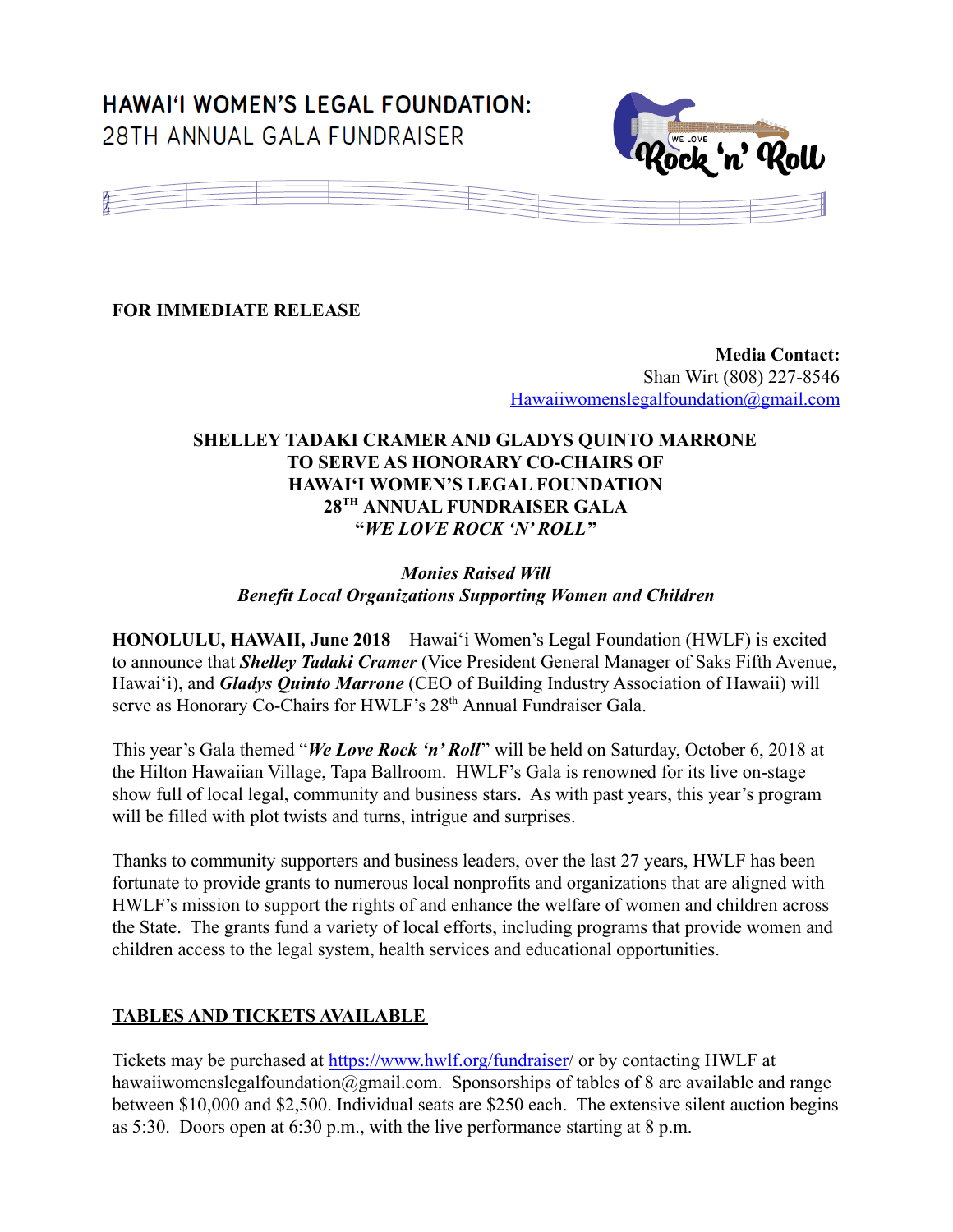# HAWAI'I WOMEN'S LEGAL FOUNDATION:
## 28TH ANNUAL GALA FUNDRAISER

**FOR IMMEDIATE RELEASE**

**Media Contact:**
Shan Wirt (808) 227-8546
Hawaiiwomenslegalfoundation@gmail.com

**SHELLEY TADAKI CRAMER AND GLADYS QUINTO MARRONE TO SERVE AS HONORARY CO-CHAIRS OF HAWAI'I WOMEN'S LEGAL FOUNDATION 28TH ANNUAL FUNDRAISER GALA "*WE LOVE ROCK 'N' ROLL*"**

***Monies Raised Will Benefit Local Organizations Supporting Women and Children***

**HONOLULU, HAWAII, June 2018** – Hawai'i Women's Legal Foundation (HWLF) is excited to announce that ***Shelley Tadaki Cramer*** (Vice President General Manager of Saks Fifth Avenue, Hawai'i), and ***Gladys Quinto Marrone*** (CEO of Building Industry Association of Hawaii) will serve as Honorary Co-Chairs for HWLF's 28th Annual Fundraiser Gala.

This year's Gala themed "***We Love Rock 'n' Roll***" will be held on Saturday, October 6, 2018 at the Hilton Hawaiian Village, Tapa Ballroom. HWLF's Gala is renowned for its live on-stage show full of local legal, community and business stars. As with past years, this year's program will be filled with plot twists and turns, intrigue and surprises.

Thanks to community supporters and business leaders, over the last 27 years, HWLF has been fortunate to provide grants to numerous local nonprofits and organizations that are aligned with HWLF's mission to support the rights of and enhance the welfare of women and children across the State. The grants fund a variety of local efforts, including programs that provide women and children access to the legal system, health services and educational opportunities.

**TABLES AND TICKETS AVAILABLE**

Tickets may be purchased at https://www.hwlf.org/fundraiser/ or by contacting HWLF at hawaiiwomenslegalfoundation@gmail.com. Sponsorships of tables of 8 are available and range between $10,000 and $2,500. Individual seats are $250 each. The extensive silent auction begins as 5:30. Doors open at 6:30 p.m., with the live performance starting at 8 p.m.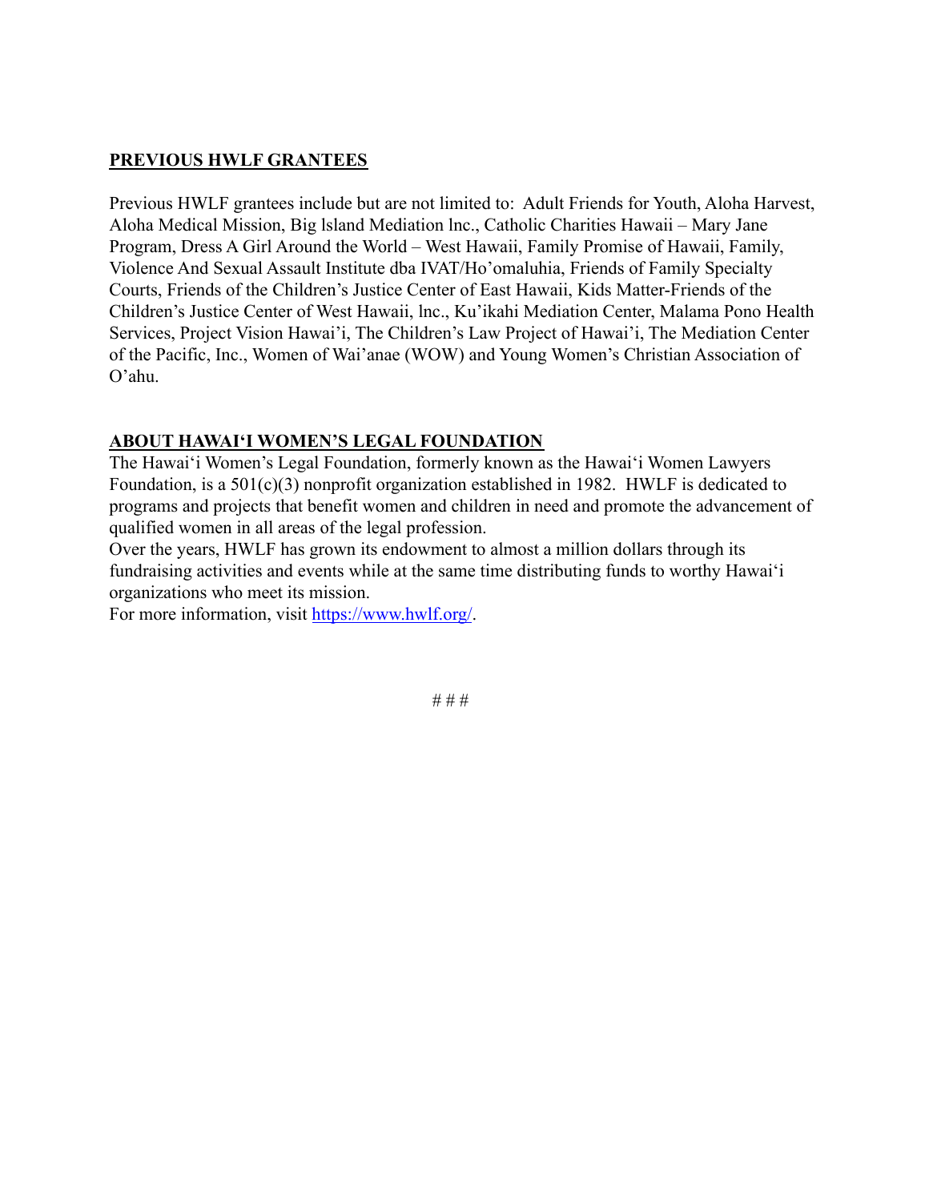## PREVIOUS HWLF GRANTEES

Previous HWLF grantees include but are not limited to: Adult Friends for Youth, Aloha Harvest, Aloha Medical Mission, Big lsland Mediation lnc., Catholic Charities Hawaii – Mary Jane Program, Dress A Girl Around the World – West Hawaii, Family Promise of Hawaii, Family, Violence And Sexual Assault Institute dba IVAT/Ho'omaluhia, Friends of Family Specialty Courts, Friends of the Children's Justice Center of East Hawaii, Kids Matter-Friends of the Children's Justice Center of West Hawaii, lnc., Ku'ikahi Mediation Center, Malama Pono Health Services, Project Vision Hawai'i, The Children's Law Project of Hawai'i, The Mediation Center of the Pacific, Inc., Women of Wai'anae (WOW) and Young Women's Christian Association of O'ahu.

## ABOUT HAWAI'I WOMEN'S LEGAL FOUNDATION

The Hawai'i Women's Legal Foundation, formerly known as the Hawai'i Women Lawyers Foundation, is a 501(c)(3) nonprofit organization established in 1982. HWLF is dedicated to programs and projects that benefit women and children in need and promote the advancement of qualified women in all areas of the legal profession.

Over the years, HWLF has grown its endowment to almost a million dollars through its fundraising activities and events while at the same time distributing funds to worthy Hawai'i organizations who meet its mission.

For more information, visit [https://www.hwlf.org/](https://www.hwlf.org/).

# # #